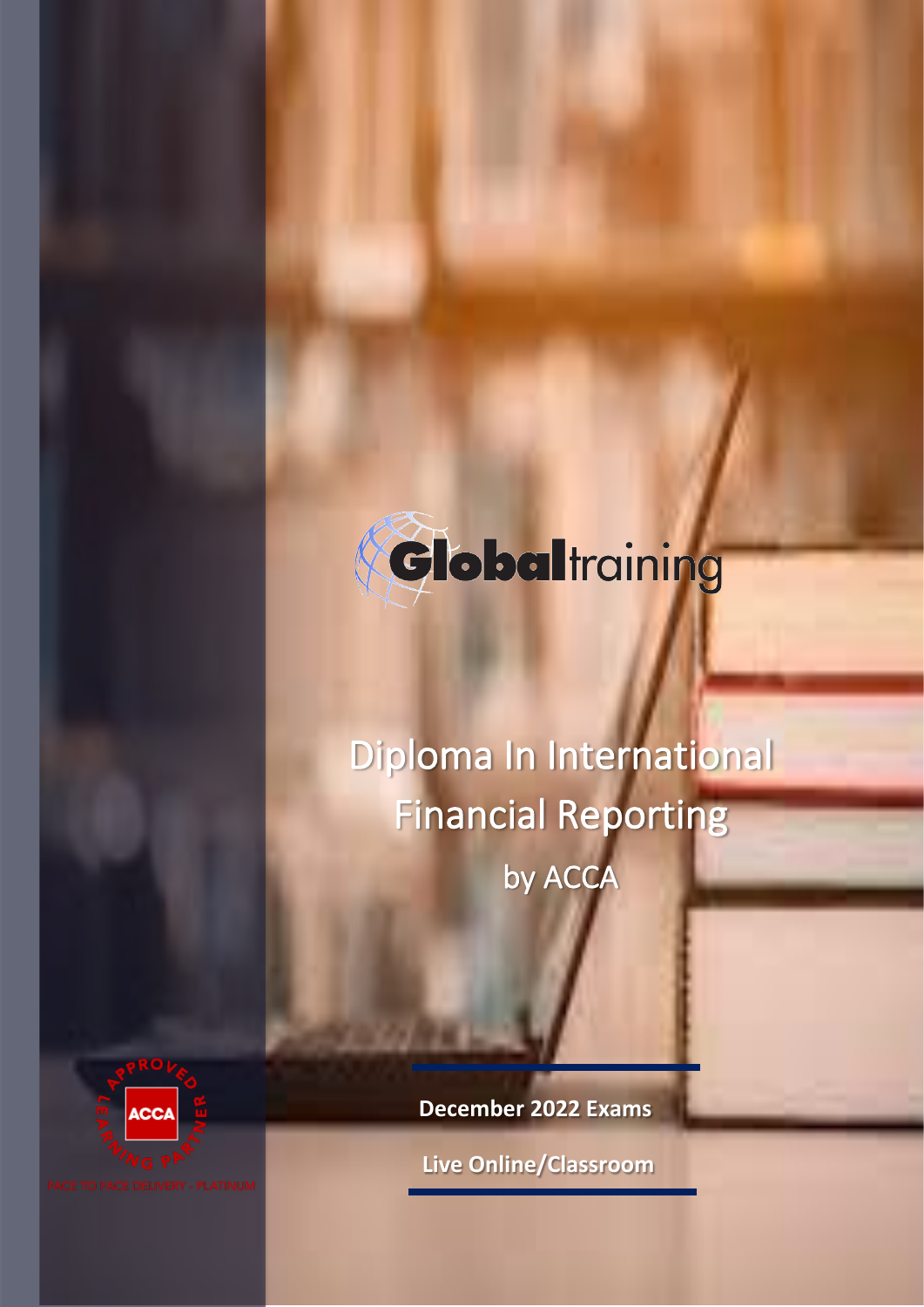Globaltraining

# Diploma In International Financial Reporting

by ACCA

**December 2022 Exams**

**Live Online/Classroom**

APPROVED LEARNING PARTNER

ACCA

FACE TO FACE DELIVERY - PLATINUM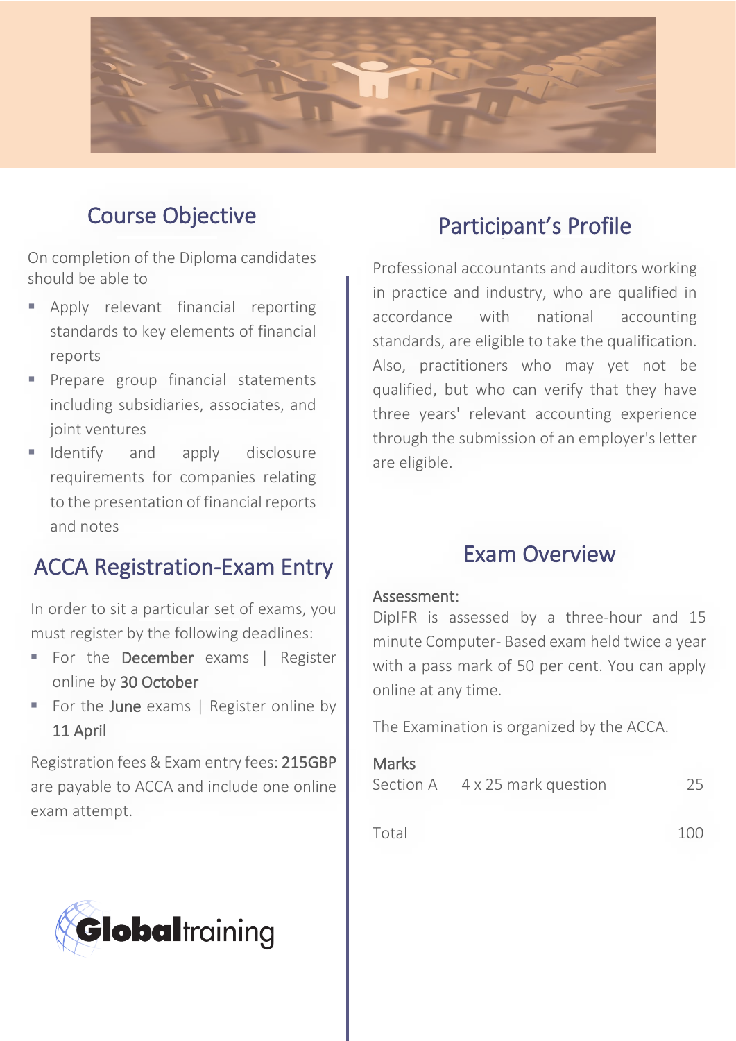## Course Objective

On completion of the Diploma candidates should be able to

- Apply relevant financial reporting standards to key elements of financial reports
- Prepare group financial statements including subsidiaries, associates, and joint ventures
- Identify and apply disclosure requirements for companies relating to the presentation of financial reports and notes

## ACCA Registration-Exam Entry

In order to sit a particular set of exams, you must register by the following deadlines:

- For the December exams | Register online by 30 October
- For the June exams | Register online by 11 April

Registration fees & Exam entry fees: 215GBP are payable to ACCA and include one online exam attempt.

## Participant's Profile

Professional accountants and auditors working in practice and industry, who are qualified in accordance with national accounting standards, are eligible to take the qualification. Also, practitioners who may yet not be qualified, but who can verify that they have three years' relevant accounting experience through the submission of an employer's letter are eligible.

## Exam Overview

**Assessment:**

DipIFR is assessed by a three-hour and 15 minute Computer- Based exam held twice a year with a pass mark of 50 per cent. You can apply online at any time.

The Examination is organized by the ACCA.

**Marks**

| | | |
|---|---|---|
| Section A | 4 x 25 mark question | 25 |
| Total | | 100 |

Globaltraining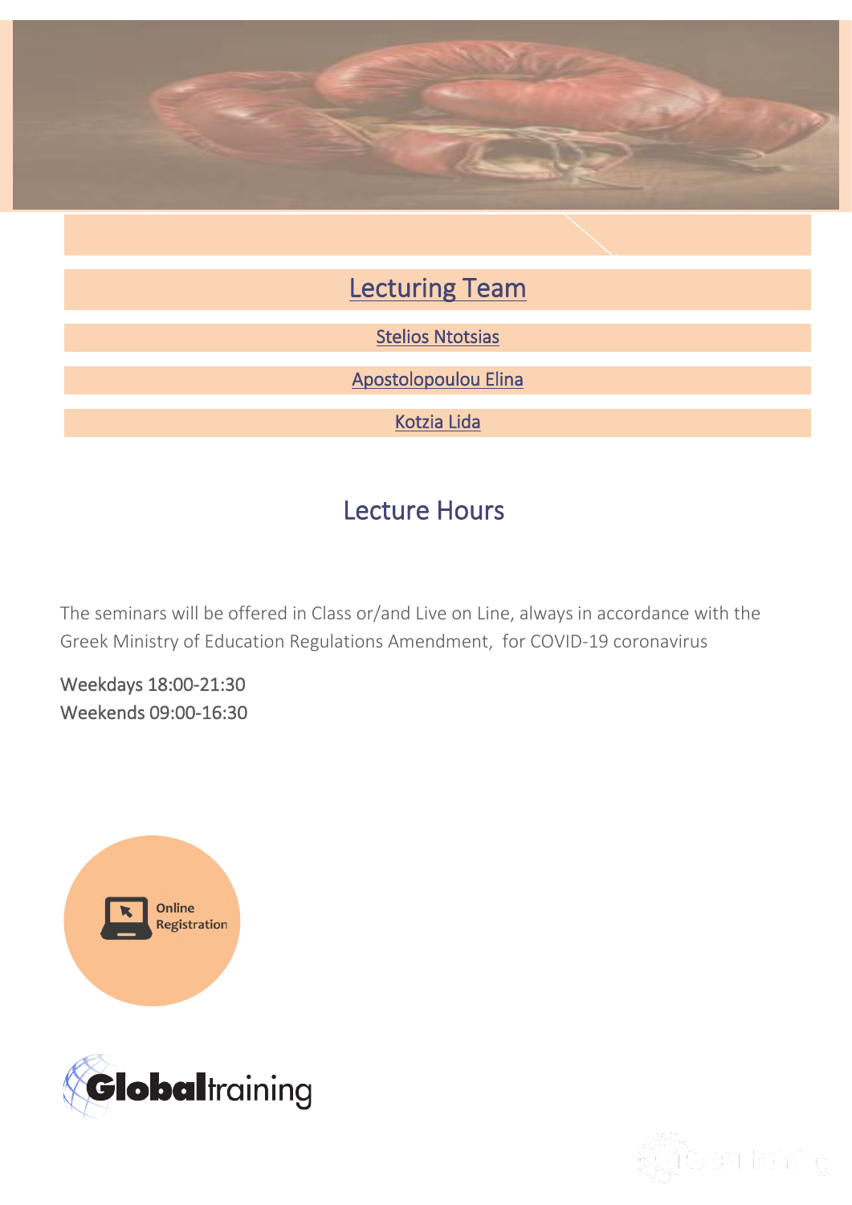## Lecturing Team

Stelios Ntotsias

Apostolopoulou Elina

Kotzia Lida

## Lecture Hours

The seminars will be offered in Class or/and Live on Line, always in accordance with the Greek Ministry of Education Regulations Amendment, for COVID-19 coronavirus

Weekdays 18:00-21:30
Weekends 09:00-16:30

Online Registration

Globaltraining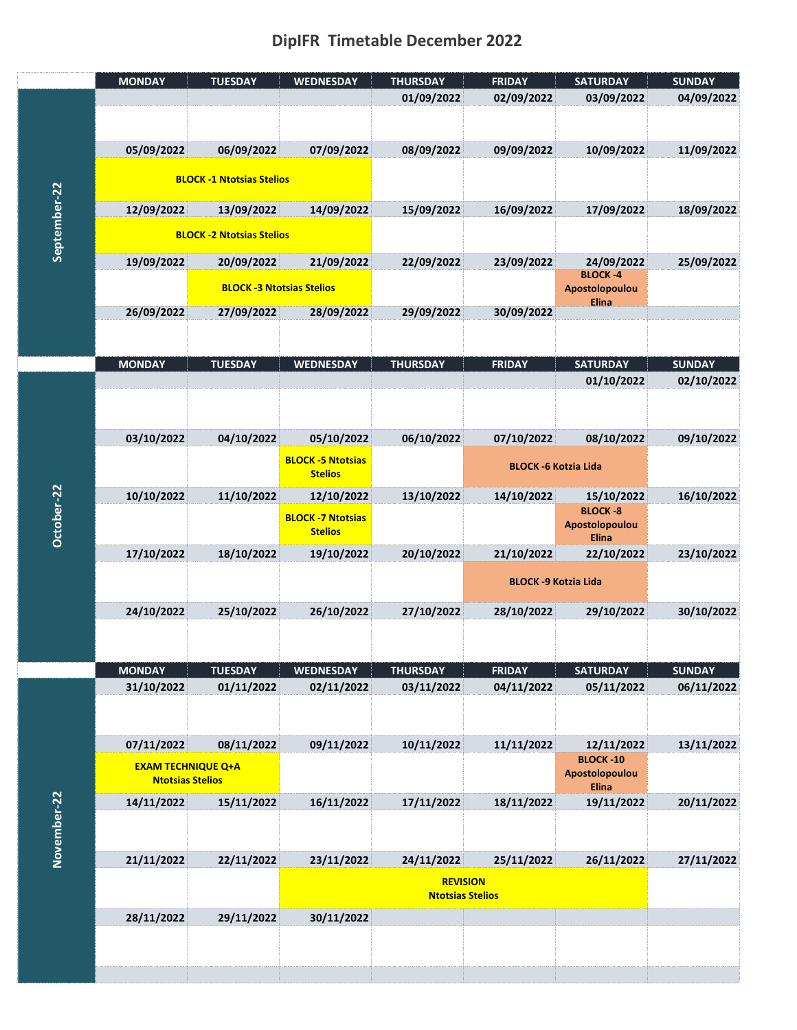# DipIFR Timetable December 2022

## September-22

| MONDAY | TUESDAY | WEDNESDAY | THURSDAY | FRIDAY | SATURDAY | SUNDAY |
|---|---|---|---|---|---|---|
| | | | 01/09/2022 | 02/09/2022 | 03/09/2022 | 04/09/2022 |
| | | | | | | |
| 05/09/2022 | 06/09/2022 | 07/09/2022 | 08/09/2022 | 09/09/2022 | 10/09/2022 | 11/09/2022 |
| BLOCK -1 Ntotsias Stelios | | | | | | |
| 12/09/2022 | 13/09/2022 | 14/09/2022 | 15/09/2022 | 16/09/2022 | 17/09/2022 | 18/09/2022 |
| BLOCK -2 Ntotsias Stelios | | | | | | |
| 19/09/2022 | 20/09/2022 | 21/09/2022 | 22/09/2022 | 23/09/2022 | 24/09/2022 | 25/09/2022 |
| | BLOCK -3 Ntotsias Stelios | | | | BLOCK -4 Apostolopoulou Elina | |
| 26/09/2022 | 27/09/2022 | 28/09/2022 | 29/09/2022 | 30/09/2022 | | |
| | | | | | | |

## October-22

| MONDAY | TUESDAY | WEDNESDAY | THURSDAY | FRIDAY | SATURDAY | SUNDAY |
|---|---|---|---|---|---|---|
| | | | | | 01/10/2022 | 02/10/2022 |
| | | | | | | |
| 03/10/2022 | 04/10/2022 | 05/10/2022 | 06/10/2022 | 07/10/2022 | 08/10/2022 | 09/10/2022 |
| | | BLOCK -5 Ntotsias Stelios | | BLOCK -6 Kotzia Lida | | |
| 10/10/2022 | 11/10/2022 | 12/10/2022 | 13/10/2022 | 14/10/2022 | 15/10/2022 | 16/10/2022 |
| | | BLOCK -7 Ntotsias Stelios | | | BLOCK -8 Apostolopoulou Elina | |
| 17/10/2022 | 18/10/2022 | 19/10/2022 | 20/10/2022 | 21/10/2022 | 22/10/2022 | 23/10/2022 |
| | | | | BLOCK -9 Kotzia Lida | | |
| 24/10/2022 | 25/10/2022 | 26/10/2022 | 27/10/2022 | 28/10/2022 | 29/10/2022 | 30/10/2022 |
| | | | | | | |

## November-22

| MONDAY | TUESDAY | WEDNESDAY | THURSDAY | FRIDAY | SATURDAY | SUNDAY |
|---|---|---|---|---|---|---|
| 31/10/2022 | 01/11/2022 | 02/11/2022 | 03/11/2022 | 04/11/2022 | 05/11/2022 | 06/11/2022 |
| | | | | | | |
| 07/11/2022 | 08/11/2022 | 09/11/2022 | 10/11/2022 | 11/11/2022 | 12/11/2022 | 13/11/2022 |
| EXAM TECHNIQUE Q+A Ntotsias Stelios | | | | | BLOCK -10 Apostolopoulou Elina | |
| 14/11/2022 | 15/11/2022 | 16/11/2022 | 17/11/2022 | 18/11/2022 | 19/11/2022 | 20/11/2022 |
| | | | | | | |
| 21/11/2022 | 22/11/2022 | 23/11/2022 | 24/11/2022 | 25/11/2022 | 26/11/2022 | 27/11/2022 |
| | | REVISION Ntotsias Stelios | | | | |
| 28/11/2022 | 29/11/2022 | 30/11/2022 | | | | |
| | | | | | | |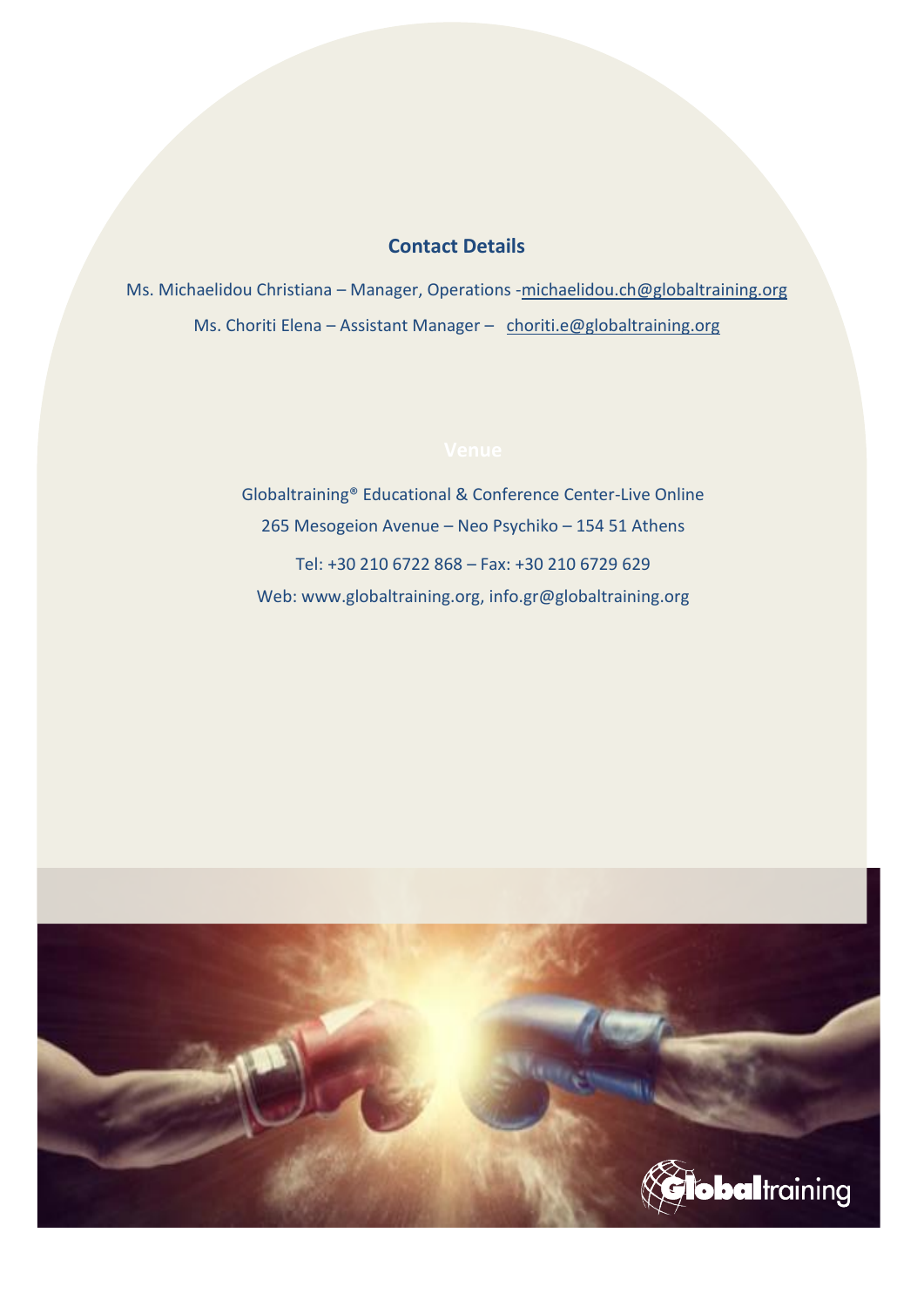## Contact Details

Ms. Michaelidou Christiana – Manager, Operations -michaelidou.ch@globaltraining.org

Ms. Choriti Elena – Assistant Manager – choriti.e@globaltraining.org

## Venue

Globaltraining® Educational & Conference Center-Live Online

265 Mesogeion Avenue – Neo Psychiko – 154 51 Athens

Tel: +30 210 6722 868 – Fax: +30 210 6729 629

Web: www.globaltraining.org, info.gr@globaltraining.org